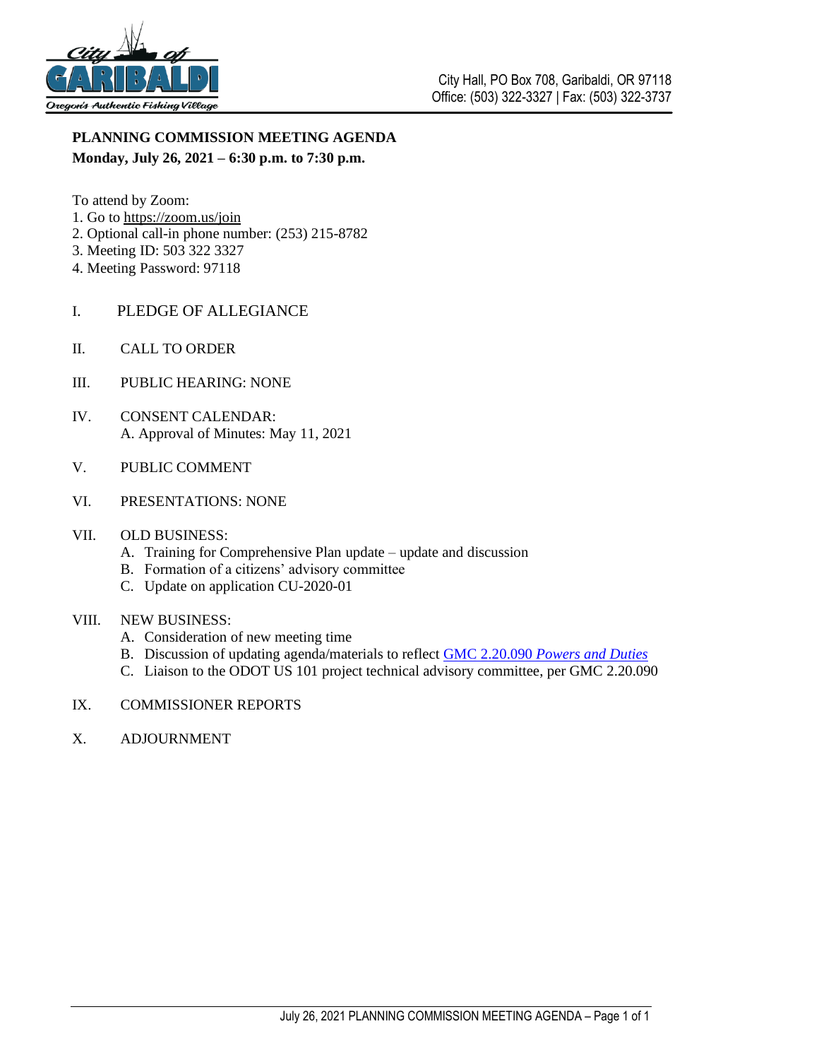City Hall, PO Box 708, Garibaldi, OR 97118
Office: (503) 322-3327 | Fax: (503) 322-3737

**PLANNING COMMISSION MEETING AGENDA**
**Monday, July 26, 2021 – 6:30 p.m. to 7:30 p.m.**

To attend by Zoom:
1. Go to https://zoom.us/join
2. Optional call-in phone number: (253) 215-8782
3. Meeting ID: 503 322 3327
4. Meeting Password: 97118

I. PLEDGE OF ALLEGIANCE

II. CALL TO ORDER

III. PUBLIC HEARING: NONE

IV. CONSENT CALENDAR:
   A. Approval of Minutes: May 11, 2021

V. PUBLIC COMMENT

VI. PRESENTATIONS: NONE

VII. OLD BUSINESS:
   A. Training for Comprehensive Plan update – update and discussion
   B. Formation of a citizens' advisory committee
   C. Update on application CU-2020-01

VIII. NEW BUSINESS:
   A. Consideration of new meeting time
   B. Discussion of updating agenda/materials to reflect GMC 2.20.090 *Powers and Duties*
   C. Liaison to the ODOT US 101 project technical advisory committee, per GMC 2.20.090

IX. COMMISSIONER REPORTS

X. ADJOURNMENT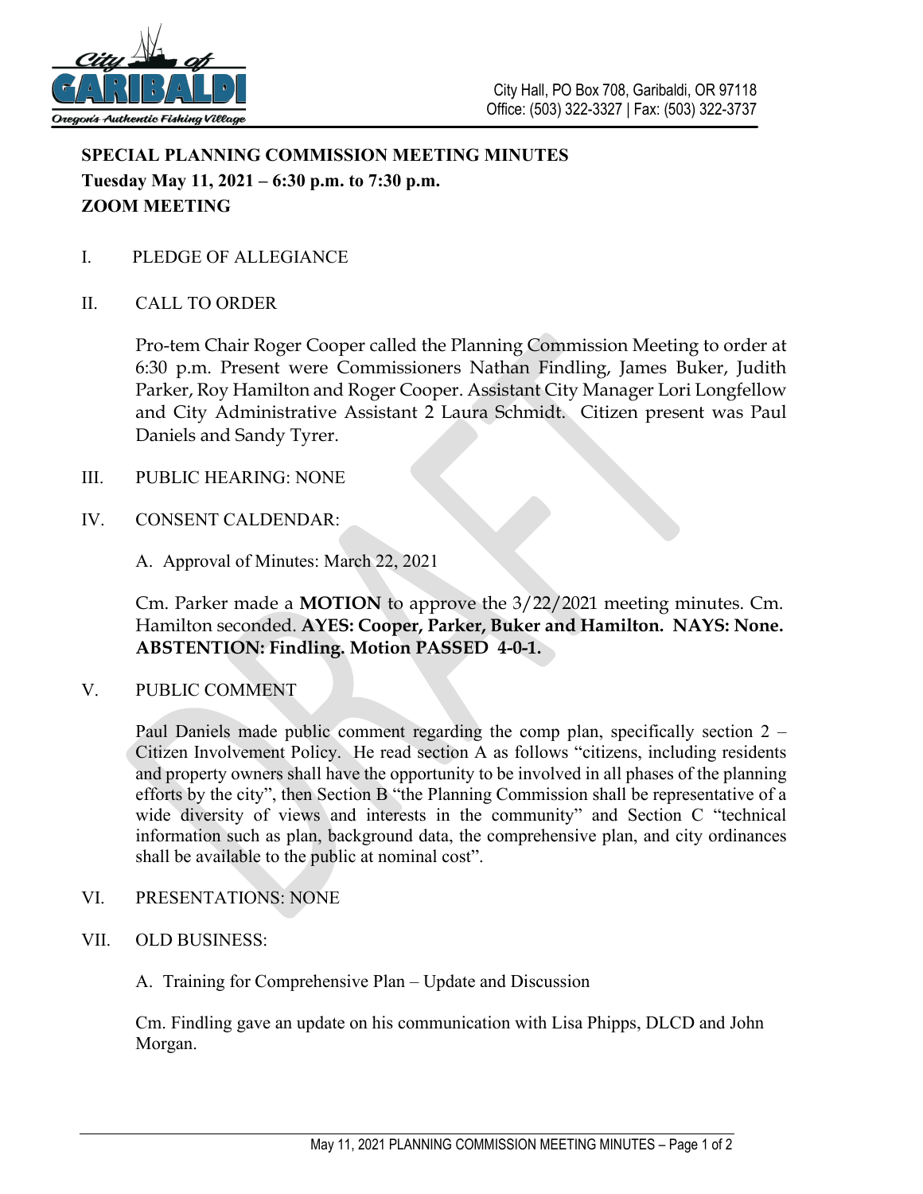City Hall, PO Box 708, Garibaldi, OR 97118
Office: (503) 322-3327 | Fax: (503) 322-3737

**SPECIAL PLANNING COMMISSION MEETING MINUTES**
**Tuesday May 11, 2021 – 6:30 p.m. to 7:30 p.m.**
**ZOOM MEETING**

I. PLEDGE OF ALLEGIANCE

II. CALL TO ORDER

Pro-tem Chair Roger Cooper called the Planning Commission Meeting to order at 6:30 p.m. Present were Commissioners Nathan Findling, James Buker, Judith Parker, Roy Hamilton and Roger Cooper. Assistant City Manager Lori Longfellow and City Administrative Assistant 2 Laura Schmidt. Citizen present was Paul Daniels and Sandy Tyrer.

III. PUBLIC HEARING: NONE

IV. CONSENT CALDENDAR:

A. Approval of Minutes: March 22, 2021

Cm. Parker made a **MOTION** to approve the 3/22/2021 meeting minutes. Cm. Hamilton seconded. **AYES: Cooper, Parker, Buker and Hamilton. NAYS: None. ABSTENTION: Findling. Motion PASSED 4-0-1.**

V. PUBLIC COMMENT

Paul Daniels made public comment regarding the comp plan, specifically section 2 – Citizen Involvement Policy. He read section A as follows "citizens, including residents and property owners shall have the opportunity to be involved in all phases of the planning efforts by the city", then Section B "the Planning Commission shall be representative of a wide diversity of views and interests in the community" and Section C "technical information such as plan, background data, the comprehensive plan, and city ordinances shall be available to the public at nominal cost".

VI. PRESENTATIONS: NONE

VII. OLD BUSINESS:

A. Training for Comprehensive Plan – Update and Discussion

Cm. Findling gave an update on his communication with Lisa Phipps, DLCD and John Morgan.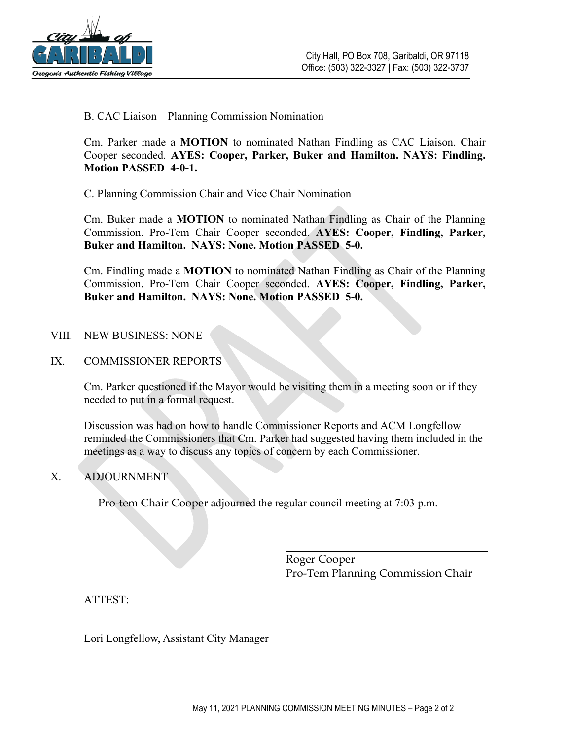B. CAC Liaison – Planning Commission Nomination

Cm. Parker made a **MOTION** to nominated Nathan Findling as CAC Liaison. Chair Cooper seconded. **AYES: Cooper, Parker, Buker and Hamilton. NAYS: Findling. Motion PASSED 4-0-1.**

C. Planning Commission Chair and Vice Chair Nomination

Cm. Buker made a **MOTION** to nominated Nathan Findling as Chair of the Planning Commission. Pro-Tem Chair Cooper seconded. **AYES: Cooper, Findling, Parker, Buker and Hamilton. NAYS: None. Motion PASSED 5-0.**

Cm. Findling made a **MOTION** to nominated Nathan Findling as Chair of the Planning Commission. Pro-Tem Chair Cooper seconded. **AYES: Cooper, Findling, Parker, Buker and Hamilton. NAYS: None. Motion PASSED 5-0.**

VIII. NEW BUSINESS: NONE

IX. COMMISSIONER REPORTS

Cm. Parker questioned if the Mayor would be visiting them in a meeting soon or if they needed to put in a formal request.

Discussion was had on how to handle Commissioner Reports and ACM Longfellow reminded the Commissioners that Cm. Parker had suggested having them included in the meetings as a way to discuss any topics of concern by each Commissioner.

X. ADJOURNMENT

Pro-tem Chair Cooper adjourned the regular council meeting at 7:03 p.m.

Roger Cooper
Pro-Tem Planning Commission Chair

ATTEST:

Lori Longfellow, Assistant City Manager